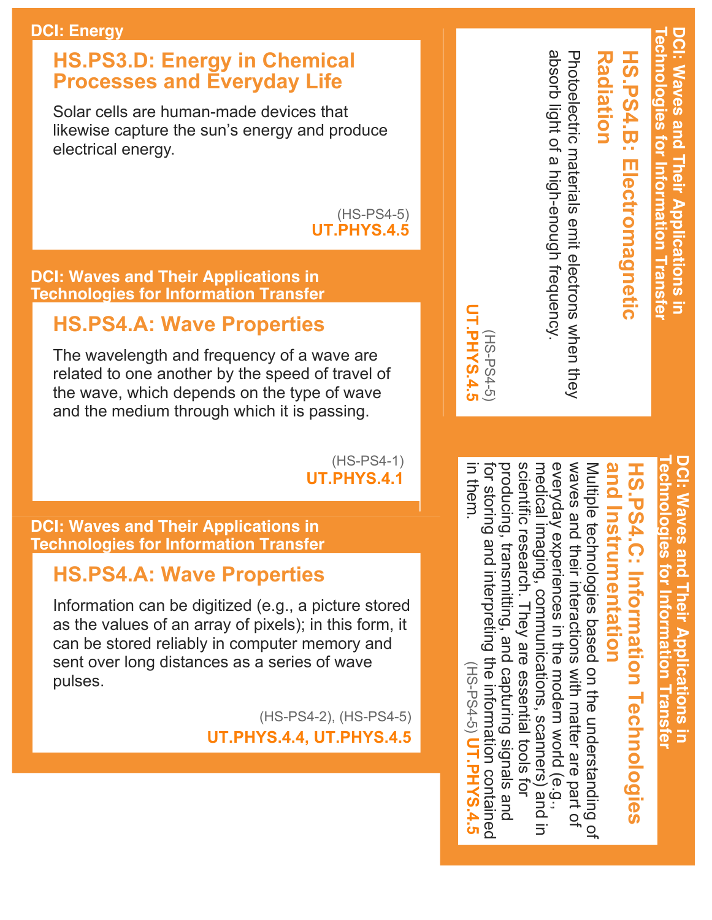**DCI: Energy**

## HS.PS3.D: Energy in Chemical Processes and Everyday Life

Solar cells are human-made devices that likewise capture the sun's energy and produce electrical energy.

(HS-PS4-5)
**UT.PHYS.4.5**

**DCI: Waves and Their Applications in Technologies for Information Transfer**

## HS.PS4.A: Wave Properties

The wavelength and frequency of a wave are related to one another by the speed of travel of the wave, which depends on the type of wave and the medium through which it is passing.

(HS-PS4-1)
**UT.PHYS.4.1**

**DCI: Waves and Their Applications in Technologies for Information Transfer**

## HS.PS4.A: Wave Properties

Information can be digitized (e.g., a picture stored as the values of an array of pixels); in this form, it can be stored reliably in computer memory and sent over long distances as a series of wave pulses.

(HS-PS4-2), (HS-PS4-5)
**UT.PHYS.4.4, UT.PHYS.4.5**

**DCI: Waves and Their Applications in Technologies for Information Transfer**

## HS.PS4.B: Electromagnetic Radiation

Photoelectric materials emit electrons when they absorb light of a high-enough frequency.

(HS-PS4-5)
**UT.PHYS.4.5**

**DCI: Waves and Their Applications in Technologies for Information Transfer**

## HS.PS4.C: Information Technologies and Instrumentation

Multiple technologies based on the understanding of waves and their interactions with matter are part of everyday experiences in the modern world (e.g., medical imaging, communications, scanners) and in scientific research. They are essential tools for producing, transmitting, and capturing signals and for storing and interpreting the information contained in them.

(HS-PS4-5) **UT.PHYS.4.5**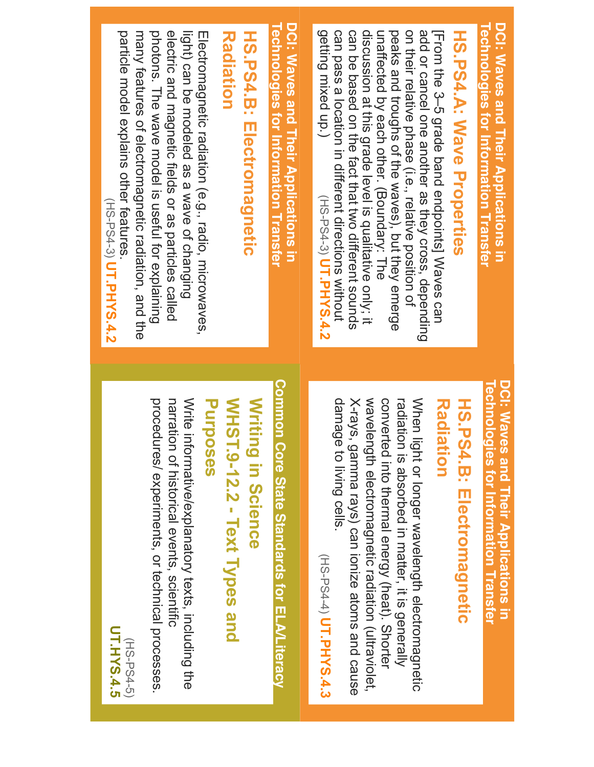## DCI: Waves and Their Applications in Technologies for Information Transfer

### HS.PS4.A: Wave Properties

[From the 3–5 grade band endpoints] Waves can add or cancel one another as they cross, depending on their relative phase (i.e., relative position of peaks and troughs of the waves), but they emerge unaffected by each other. (Boundary: The discussion at this grade level is qualitative only; it can be based on the fact that two different sounds can pass a location in different directions without getting mixed up.)

(HS-PS4-3) **UT.PHYS.4.2**

## DCI: Waves and Their Applications in Technologies for Information Transfer

### HS.PS4.B: Electromagnetic Radiation

Electromagnetic radiation (e.g., radio, microwaves, light) can be modeled as a wave of changing electric and magnetic fields or as particles called photons. The wave model is useful for explaining many features of electromagnetic radiation, and the particle model explains other features.

(HS-PS4-3) **UT.PHYS.4.2**

## DCI: Waves and Their Applications in Technologies for Information Transfer

### HS.PS4.B: Electromagnetic Radiation

When light or longer wavelength electromagnetic radiation is absorbed in matter, it is generally converted into thermal energy (heat). Shorter wavelength electromagnetic radiation (ultraviolet, X-rays, gamma rays) can ionize atoms and cause damage to living cells.

(HS-PS4-4) **UT.PHYS.4.3**

## Common Core State Standards for ELA/Literacy

### Writing in Science WHST.9-12.2 - Text Types and Purposes

Write informative/explanatory texts, including the narration of historical events, scientific procedures/ experiments, or technical processes.

(HS-PS4-5) **UT.HYS.4.5**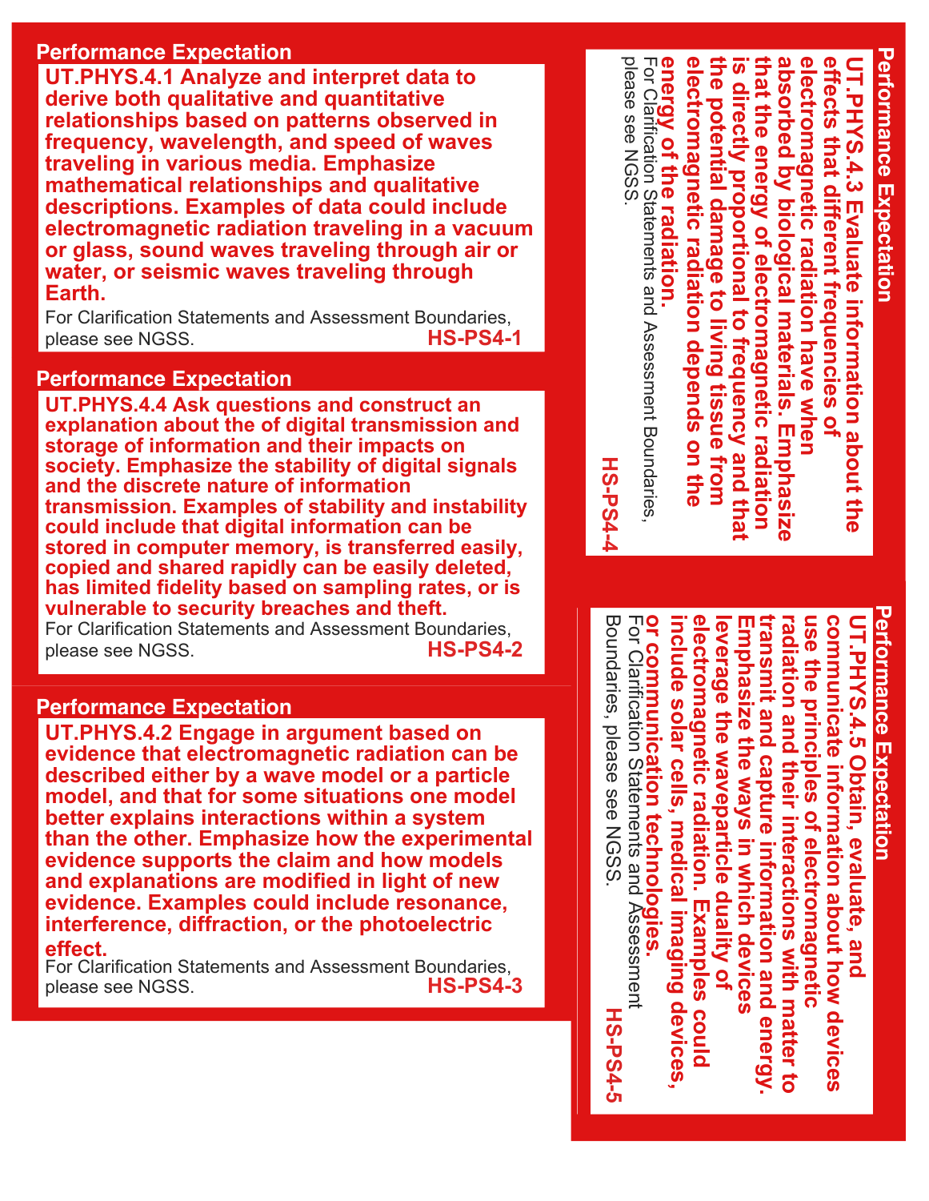## Performance Expectation

**UT.PHYS.4.1 Analyze and interpret data to derive both qualitative and quantitative relationships based on patterns observed in frequency, wavelength, and speed of waves traveling in various media. Emphasize mathematical relationships and qualitative descriptions. Examples of data could include electromagnetic radiation traveling in a vacuum or glass, sound waves traveling through air or water, or seismic waves traveling through Earth.**

For Clarification Statements and Assessment Boundaries, please see NGSS. **HS-PS4-1**

## Performance Expectation

**UT.PHYS.4.4 Ask questions and construct an explanation about the of digital transmission and storage of information and their impacts on society. Emphasize the stability of digital signals and the discrete nature of information transmission. Examples of stability and instability could include that digital information can be stored in computer memory, is transferred easily, copied and shared rapidly can be easily deleted, has limited fidelity based on sampling rates, or is vulnerable to security breaches and theft.**

For Clarification Statements and Assessment Boundaries, please see NGSS. **HS-PS4-2**

## Performance Expectation

**UT.PHYS.4.2 Engage in argument based on evidence that electromagnetic radiation can be described either by a wave model or a particle model, and that for some situations one model better explains interactions within a system than the other. Emphasize how the experimental evidence supports the claim and how models and explanations are modified in light of new evidence. Examples could include resonance, interference, diffraction, or the photoelectric effect.**

For Clarification Statements and Assessment Boundaries, please see NGSS. **HS-PS4-3**

## Performance Expectation

**UT.PHYS.4.3 Evaluate information about the effects that different frequencies of electromagnetic radiation have when absorbed by biological materials. Emphasize that the energy of electromagnetic radiation is directly proportional to frequency and that the potential damage to living tissue from electromagnetic radiation depends on the energy of the radiation.**

For Clarification Statements and Assessment Boundaries, please see NGSS. **HS-PS4-4**

## Performance Expectation

**UT.PHYS.4.5 Obtain, evaluate, and communicate information about how devices use the principles of electromagnetic radiation and their interactions with matter to transmit and capture information and energy. Emphasize the ways in which devices leverage the waveparticle duality of electromagnetic radiation. Examples could include solar cells, medical imaging devices, or communication technologies.**

For Clarification Statements and Assessment Boundaries, please see NGSS. **HS-PS4-5**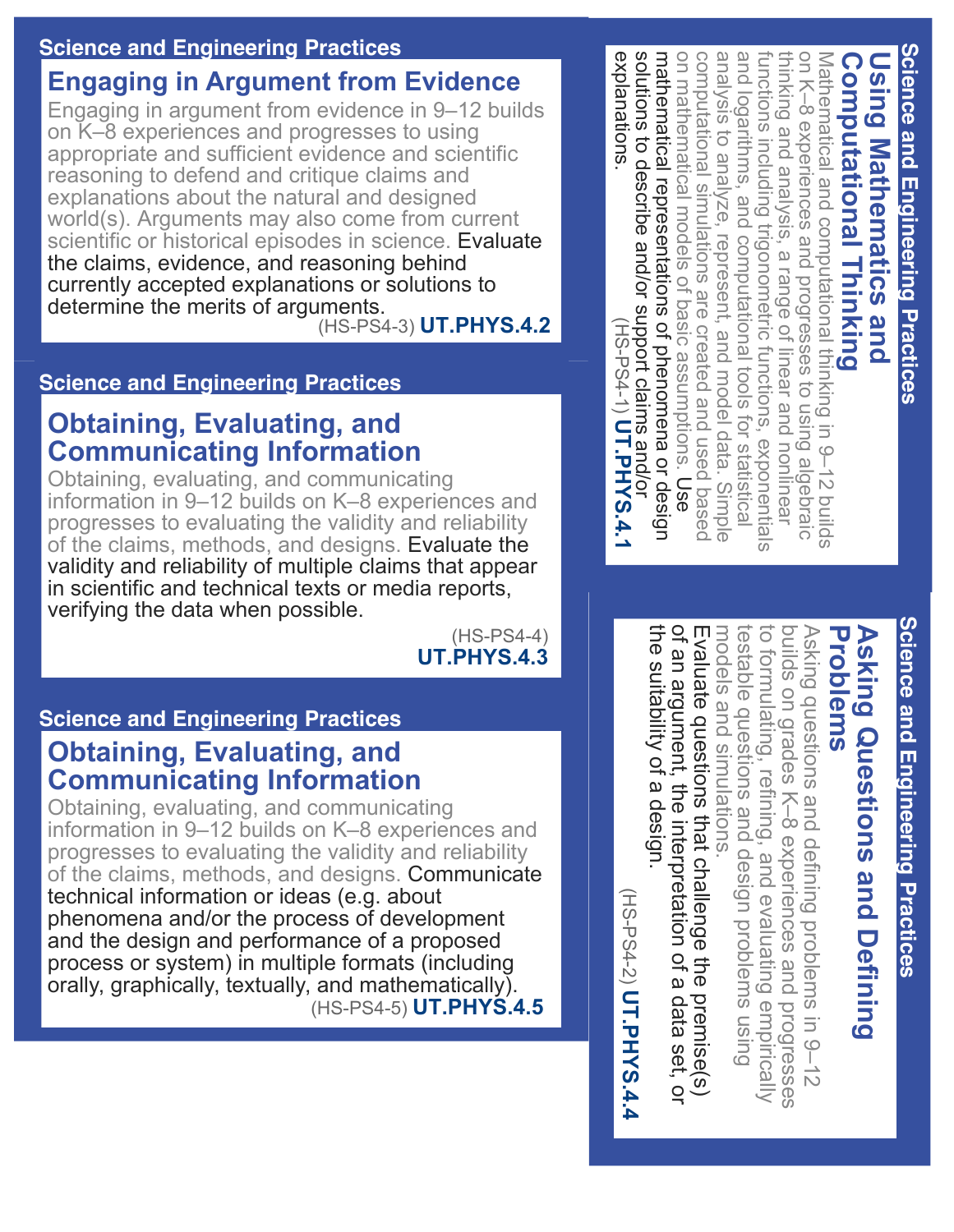## Science and Engineering Practices

### Engaging in Argument from Evidence

Engaging in argument from evidence in 9–12 builds on K–8 experiences and progresses to using appropriate and sufficient evidence and scientific reasoning to defend and critique claims and explanations about the natural and designed world(s). Arguments may also come from current scientific or historical episodes in science. Evaluate the claims, evidence, and reasoning behind currently accepted explanations or solutions to determine the merits of arguments.

(HS-PS4-3) **UT.PHYS.4.2**

## Science and Engineering Practices

### Obtaining, Evaluating, and Communicating Information

Obtaining, evaluating, and communicating information in 9–12 builds on K–8 experiences and progresses to evaluating the validity and reliability of the claims, methods, and designs. Evaluate the validity and reliability of multiple claims that appear in scientific and technical texts or media reports, verifying the data when possible.

(HS-PS4-4) **UT.PHYS.4.3**

## Science and Engineering Practices

### Obtaining, Evaluating, and Communicating Information

Obtaining, evaluating, and communicating information in 9–12 builds on K–8 experiences and progresses to evaluating the validity and reliability of the claims, methods, and designs. Communicate technical information or ideas (e.g. about phenomena and/or the process of development and the design and performance of a proposed process or system) in multiple formats (including orally, graphically, textually, and mathematically).

(HS-PS4-5) **UT.PHYS.4.5**

## Science and Engineering Practices

### Using Mathematics and Computational Thinking

Mathematical and computational thinking in 9–12 builds on K–8 experiences and progresses to using algebraic thinking and analysis, a range of linear and nonlinear functions including trigonometric functions, exponentials and logarithms, and computational tools for statistical analysis to analyze, represent, and model data. Simple computational simulations are created and used based on mathematical models of basic assumptions. Use mathematical representations of phenomena or design solutions to describe and/or support claims and/or explanations.

(HS-PS4-1) **UT.PHYS.4.1**

## Science and Engineering Practices

### Asking Questions and Defining Problems

Asking questions and defining problems in 9–12 builds on grades K–8 experiences and progresses to formulating, refining, and evaluating empirically testable questions and design problems using models and simulations. Evaluate questions that challenge the premise(s) of an argument, the interpretation of a data set, or the suitability of a design.

(HS-PS4-2) **UT.PHYS.4.4**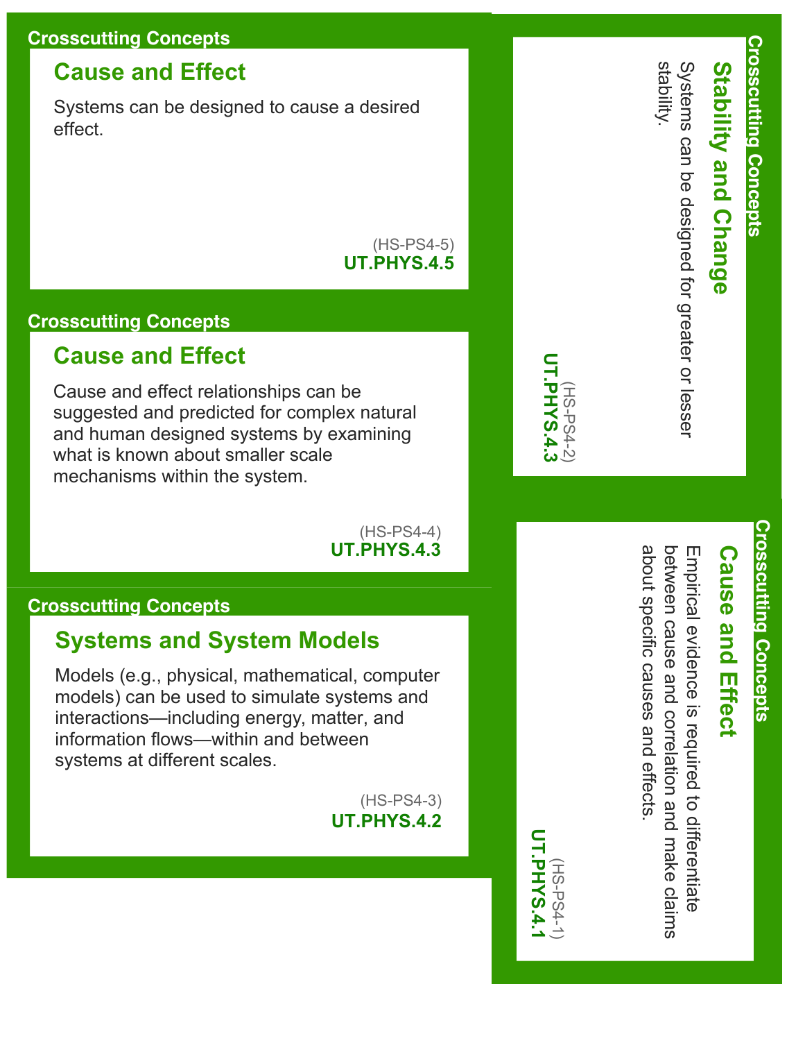## Crosscutting Concepts

### Cause and Effect

Systems can be designed to cause a desired effect.

(HS-PS4-5)
**UT.PHYS.4.5**

## Crosscutting Concepts

### Cause and Effect

Cause and effect relationships can be suggested and predicted for complex natural and human designed systems by examining what is known about smaller scale mechanisms within the system.

(HS-PS4-4)
**UT.PHYS.4.3**

## Crosscutting Concepts

### Systems and System Models

Models (e.g., physical, mathematical, computer models) can be used to simulate systems and interactions—including energy, matter, and information flows—within and between systems at different scales.

(HS-PS4-3)
**UT.PHYS.4.2**

## Crosscutting Concepts

### Stability and Change

Systems can be designed for greater or lesser stability.

(HS-PS4-2)
**UT.PHYS.4.3**

## Crosscutting Concepts

### Cause and Effect

Empirical evidence is required to differentiate between cause and correlation and make claims about specific causes and effects.

(HS-PS4-1)
**UT.PHYS.4.1**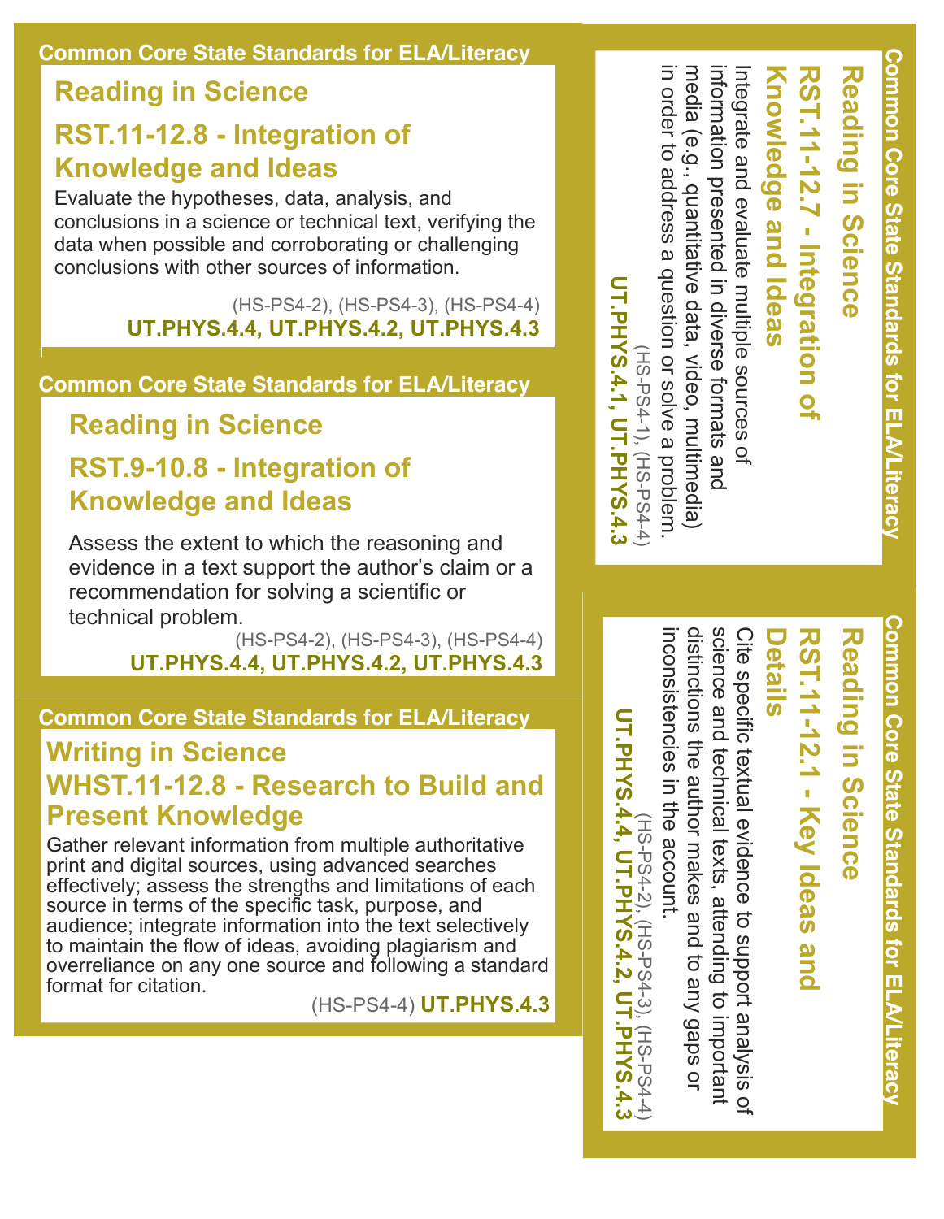**Common Core State Standards for ELA/Literacy**

## Reading in Science

### RST.11-12.8 - Integration of Knowledge and Ideas

Evaluate the hypotheses, data, analysis, and conclusions in a science or technical text, verifying the data when possible and corroborating or challenging conclusions with other sources of information.

(HS-PS4-2), (HS-PS4-3), (HS-PS4-4)
**UT.PHYS.4.4, UT.PHYS.4.2, UT.PHYS.4.3**

**Common Core State Standards for ELA/Literacy**

## Reading in Science

### RST.9-10.8 - Integration of Knowledge and Ideas

Assess the extent to which the reasoning and evidence in a text support the author's claim or a recommendation for solving a scientific or technical problem.

(HS-PS4-2), (HS-PS4-3), (HS-PS4-4)
**UT.PHYS.4.4, UT.PHYS.4.2, UT.PHYS.4.3**

**Common Core State Standards for ELA/Literacy**

## Writing in Science

### WHST.11-12.8 - Research to Build and Present Knowledge

Gather relevant information from multiple authoritative print and digital sources, using advanced searches effectively; assess the strengths and limitations of each source in terms of the specific task, purpose, and audience; integrate information into the text selectively to maintain the flow of ideas, avoiding plagiarism and overreliance on any one source and following a standard format for citation.

(HS-PS4-4) **UT.PHYS.4.3**

**Common Core State Standards for ELA/Literacy**

## Reading in Science

### RST.11-12.7 - Integration of Knowledge and Ideas

Integrate and evaluate multiple sources of information presented in diverse formats and media (e.g., quantitative data, video, multimedia) in order to address a question or solve a problem.

(HS-PS4-1), (HS-PS4-4)
**UT.PHYS.4.1, UT.PHYS.4.3**

**Common Core State Standards for ELA/Literacy**

## Reading in Science

### RST.11-12.1 - Key Ideas and Details

Cite specific textual evidence to support analysis of science and technical texts, attending to important distinctions the author makes and to any gaps or inconsistencies in the account.

(HS-PS4-2), (HS-PS4-3), (HS-PS4-4)
**UT.PHYS.4.4, UT.PHYS.4.2, UT.PHYS.4.3**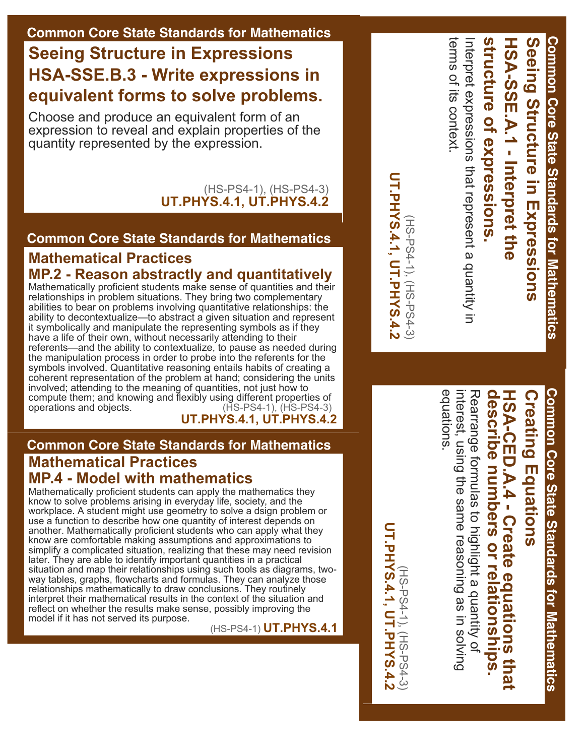Common Core State Standards for Mathematics

## Seeing Structure in Expressions
## HSA-SSE.B.3 - Write expressions in equivalent forms to solve problems.

Choose and produce an equivalent form of an expression to reveal and explain properties of the quantity represented by the expression.

(HS-PS4-1), (HS-PS4-3)
**UT.PHYS.4.1, UT.PHYS.4.2**

Common Core State Standards for Mathematics

## Mathematical Practices
## MP.2 - Reason abstractly and quantitatively

Mathematically proficient students make sense of quantities and their relationships in problem situations. They bring two complementary abilities to bear on problems involving quantitative relationships: the ability to decontextualize—to abstract a given situation and represent it symbolically and manipulate the representing symbols as if they have a life of their own, without necessarily attending to their referents—and the ability to contextualize, to pause as needed during the manipulation process in order to probe into the referents for the symbols involved. Quantitative reasoning entails habits of creating a coherent representation of the problem at hand; considering the units involved; attending to the meaning of quantities, not just how to compute them; and knowing and flexibly using different properties of operations and objects.

(HS-PS4-1), (HS-PS4-3)
**UT.PHYS.4.1, UT.PHYS.4.2**

Common Core State Standards for Mathematics

## Mathematical Practices
## MP.4 - Model with mathematics

Mathematically proficient students can apply the mathematics they know to solve problems arising in everyday life, society, and the workplace. A student might use geometry to solve a dsign problem or use a function to describe how one quantity of interest depends on another. Mathematically proficient students who can apply what they know are comfortable making assumptions and approximations to simplify a complicated situation, realizing that these may need revision later. They are able to identify important quantities in a practical situation and map their relationships using such tools as diagrams, two-way tables, graphs, flowcharts and formulas. They can analyze those relationships mathematically to draw conclusions. They routinely interpret their mathematical results in the context of the situation and reflect on whether the results make sense, possibly improving the model if it has not served its purpose.

(HS-PS4-1) **UT.PHYS.4.1**

Common Core State Standards for Mathematics

## Seeing Structure in Expressions
## HSA-SSE.A.1 - Interpret the structure of expressions.

Interpret expressions that represent a quantity in terms of its context.

(HS-PS4-1), (HS-PS4-3)
**UT.PHYS.4.1, UT.PHYS.4.2**

Common Core State Standards for Mathematics

## Creating Equations
## HSA-CED.A.4 - Create equations that describe numbers or relationships.

Rearrange formulas to highlight a quantity of interest, using the same reasoning as in solving equations.

(HS-PS4-1), (HS-PS4-3)
**UT.PHYS.4.1, UT.PHYS.4.2**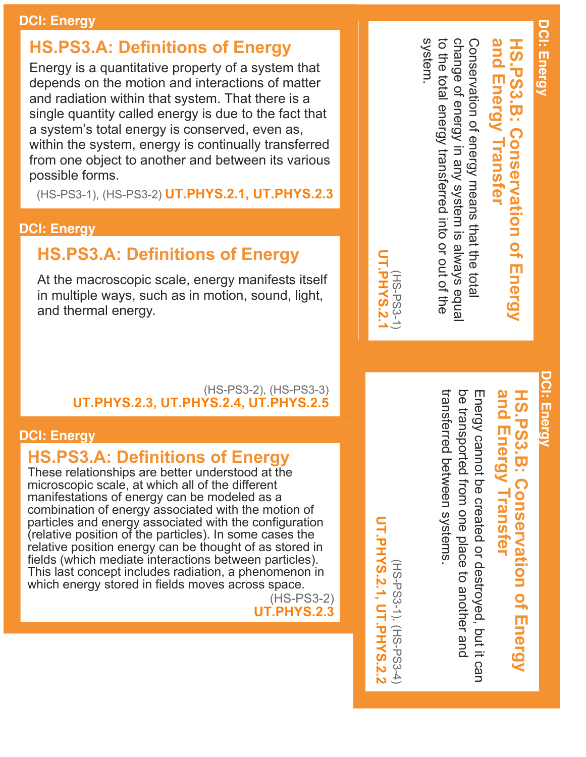DCI: Energy

## HS.PS3.A: Definitions of Energy

Energy is a quantitative property of a system that depends on the motion and interactions of matter and radiation within that system. That there is a single quantity called energy is due to the fact that a system's total energy is conserved, even as, within the system, energy is continually transferred from one object to another and between its various possible forms.

(HS-PS3-1), (HS-PS3-2) **UT.PHYS.2.1, UT.PHYS.2.3**

DCI: Energy

## HS.PS3.A: Definitions of Energy

At the macroscopic scale, energy manifests itself in multiple ways, such as in motion, sound, light, and thermal energy.

(HS-PS3-2), (HS-PS3-3)
**UT.PHYS.2.3, UT.PHYS.2.4, UT.PHYS.2.5**

DCI: Energy

## HS.PS3.A: Definitions of Energy

These relationships are better understood at the microscopic scale, at which all of the different manifestations of energy can be modeled as a combination of energy associated with the motion of particles and energy associated with the configuration (relative position of the particles). In some cases the relative position energy can be thought of as stored in fields (which mediate interactions between particles). This last concept includes radiation, a phenomenon in which energy stored in fields moves across space.

(HS-PS3-2)
**UT.PHYS.2.3**

DCI: Energy

## HS.PS3.B: Conservation of Energy and Energy Transfer

Conservation of energy means that the total change of energy in any system is always equal to the total energy transferred into or out of the system.

(HS-PS3-1)
**UT.PHYS.2.1**

DCI: Energy

## HS.PS3.B: Conservation of Energy and Energy Transfer

Energy cannot be created or destroyed, but it can be transported from one place to another and transferred between systems.

(HS-PS3-1), (HS-PS3-4)
**UT.PHYS.2.1, UT.PHYS.2.2**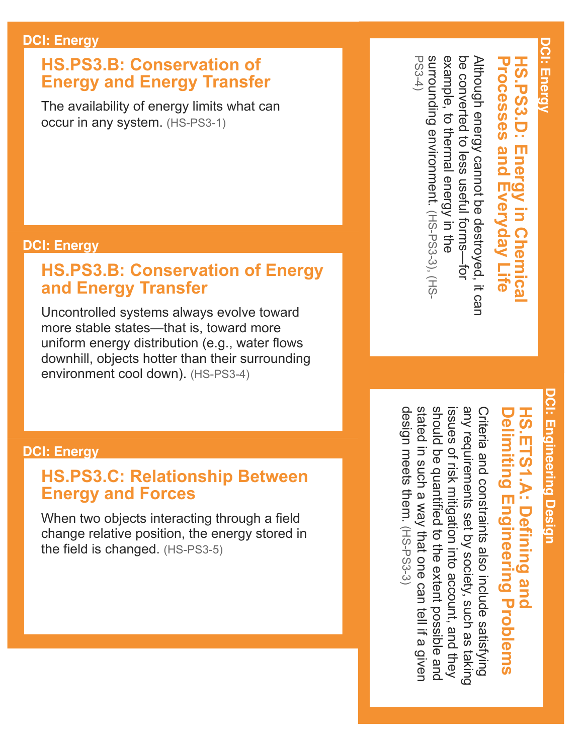DCI: Energy

### HS.PS3.B: Conservation of Energy and Energy Transfer

The availability of energy limits what can occur in any system. (HS-PS3-1)

DCI: Energy

### HS.PS3.B: Conservation of Energy and Energy Transfer

Uncontrolled systems always evolve toward more stable states—that is, toward more uniform energy distribution (e.g., water flows downhill, objects hotter than their surrounding environment cool down). (HS-PS3-4)

DCI: Energy

### HS.PS3.C: Relationship Between Energy and Forces

When two objects interacting through a field change relative position, the energy stored in the field is changed. (HS-PS3-5)

DCI: Energy

### HS.PS3.D: Energy in Chemical Processes and Everyday Life

Although energy cannot be destroyed, it can be converted to less useful forms—for example, to thermal energy in the surrounding environment. (HS-PS3-3), (HS-PS3-4)

DCI: Engineering Design

### HS.ETS1.A: Defining and Delimiting Engineering Problems

Criteria and constraints also include satisfying any requirements set by society, such as taking issues of risk mitigation into account, and they should be quantified to the extent possible and stated in such a way that one can tell if a given design meets them. (HS-PS3-3)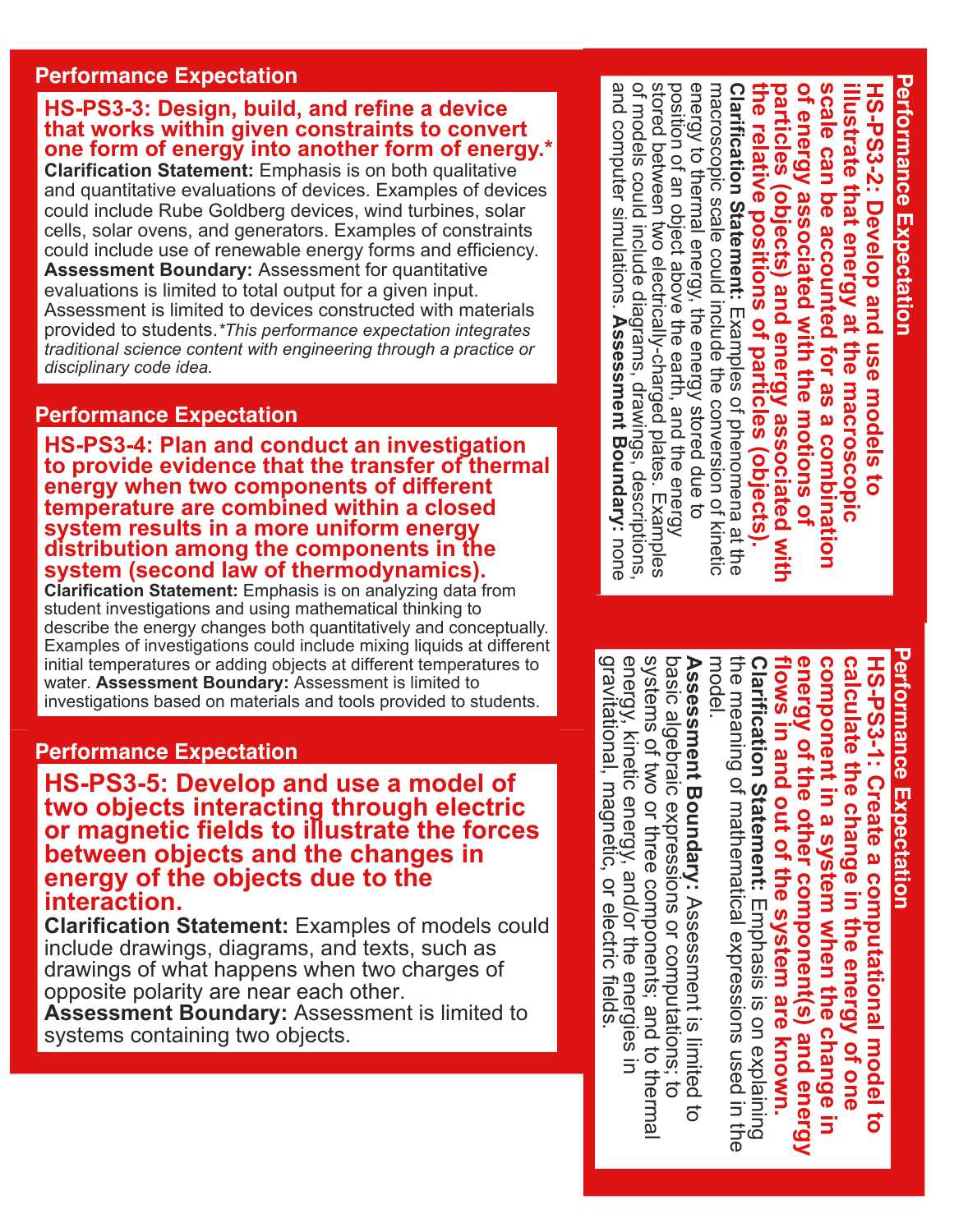## Performance Expectation

**HS-PS3-3: Design, build, and refine a device that works within given constraints to convert one form of energy into another form of energy.***

**Clarification Statement:** Emphasis is on both qualitative and quantitative evaluations of devices. Examples of devices could include Rube Goldberg devices, wind turbines, solar cells, solar ovens, and generators. Examples of constraints could include use of renewable energy forms and efficiency. **Assessment Boundary:** Assessment for quantitative evaluations is limited to total output for a given input. Assessment is limited to devices constructed with materials provided to students.**This performance expectation integrates traditional science content with engineering through a practice or disciplinary code idea.*

## Performance Expectation

**HS-PS3-4: Plan and conduct an investigation to provide evidence that the transfer of thermal energy when two components of different temperature are combined within a closed system results in a more uniform energy distribution among the components in the system (second law of thermodynamics).**

**Clarification Statement:** Emphasis is on analyzing data from student investigations and using mathematical thinking to describe the energy changes both quantitatively and conceptually. Examples of investigations could include mixing liquids at different initial temperatures or adding objects at different temperatures to water. **Assessment Boundary:** Assessment is limited to investigations based on materials and tools provided to students.

## Performance Expectation

**HS-PS3-5: Develop and use a model of two objects interacting through electric or magnetic fields to illustrate the forces between objects and the changes in energy of the objects due to the interaction.**

**Clarification Statement:** Examples of models could include drawings, diagrams, and texts, such as drawings of what happens when two charges of opposite polarity are near each other.

**Assessment Boundary:** Assessment is limited to systems containing two objects.

## Performance Expectation

**HS-PS3-2: Develop and use models to illustrate that energy at the macroscopic scale can be accounted for as a combination of energy associated with the motions of particles (objects) and energy associated with the relative positions of particles (objects).**

**Clarification Statement:** Examples of phenomena at the macroscopic scale could include the conversion of kinetic energy to thermal energy, the energy stored due to position of an object above the earth, and the energy stored between two electrically-charged plates. Examples of models could include diagrams, drawings, descriptions, and computer simulations. **Assessment Boundary:** none

## Performance Expectation

**HS-PS3-1: Create a computational model to calculate the change in the energy of one component in a system when the change in energy of the other component(s) and energy flows in and out of the system are known.**

**Clarification Statement:** Emphasis is on explaining the meaning of mathematical expressions used in the model.

**Assessment Boundary:** Assessment is limited to basic algebraic expressions or computations; to systems of two or three components; and to thermal energy, kinetic energy, and/or the energies in gravitational, magnetic, or electric fields.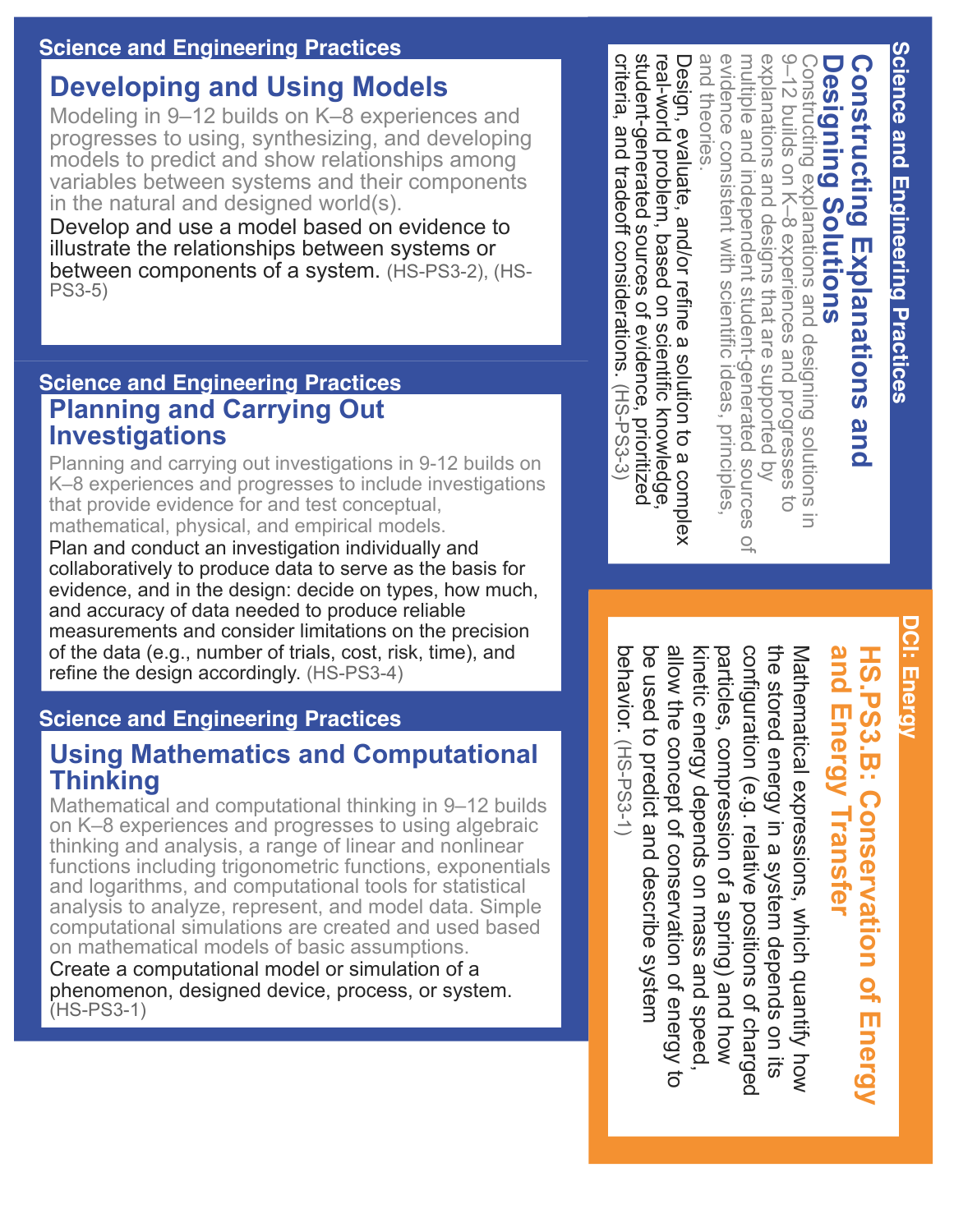## Science and Engineering Practices

### Developing and Using Models

Modeling in 9–12 builds on K–8 experiences and progresses to using, synthesizing, and developing models to predict and show relationships among variables between systems and their components in the natural and designed world(s).

Develop and use a model based on evidence to illustrate the relationships between systems or between components of a system. (HS-PS3-2), (HS-PS3-5)

## Science and Engineering Practices

### Planning and Carrying Out Investigations

Planning and carrying out investigations in 9-12 builds on K–8 experiences and progresses to include investigations that provide evidence for and test conceptual, mathematical, physical, and empirical models.

Plan and conduct an investigation individually and collaboratively to produce data to serve as the basis for evidence, and in the design: decide on types, how much, and accuracy of data needed to produce reliable measurements and consider limitations on the precision of the data (e.g., number of trials, cost, risk, time), and refine the design accordingly. (HS-PS3-4)

## Science and Engineering Practices

### Using Mathematics and Computational Thinking

Mathematical and computational thinking in 9–12 builds on K–8 experiences and progresses to using algebraic thinking and analysis, a range of linear and nonlinear functions including trigonometric functions, exponentials and logarithms, and computational tools for statistical analysis to analyze, represent, and model data. Simple computational simulations are created and used based on mathematical models of basic assumptions.

Create a computational model or simulation of a phenomenon, designed device, process, or system. (HS-PS3-1)

## Science and Engineering Practices

### Constructing Explanations and Designing Solutions

Constructing explanations and designing solutions in 9–12 builds on K–8 experiences and progresses to explanations and designs that are supported by multiple and independent student-generated sources of evidence consistent with scientific ideas, principles, and theories.

Design, evaluate, and/or refine a solution to a complex real-world problem, based on scientific knowledge, student-generated sources of evidence, prioritized criteria, and tradeoff considerations. (HS-PS3-3)

## DCI: Energy

### HS.PS3.B: Conservation of Energy and Energy Transfer

Mathematical expressions, which quantify how the stored energy in a system depends on its configuration (e.g. relative positions of charged particles, compression of a spring) and how kinetic energy depends on mass and speed, allow the concept of conservation of energy to be used to predict and describe system behavior. (HS-PS3-1)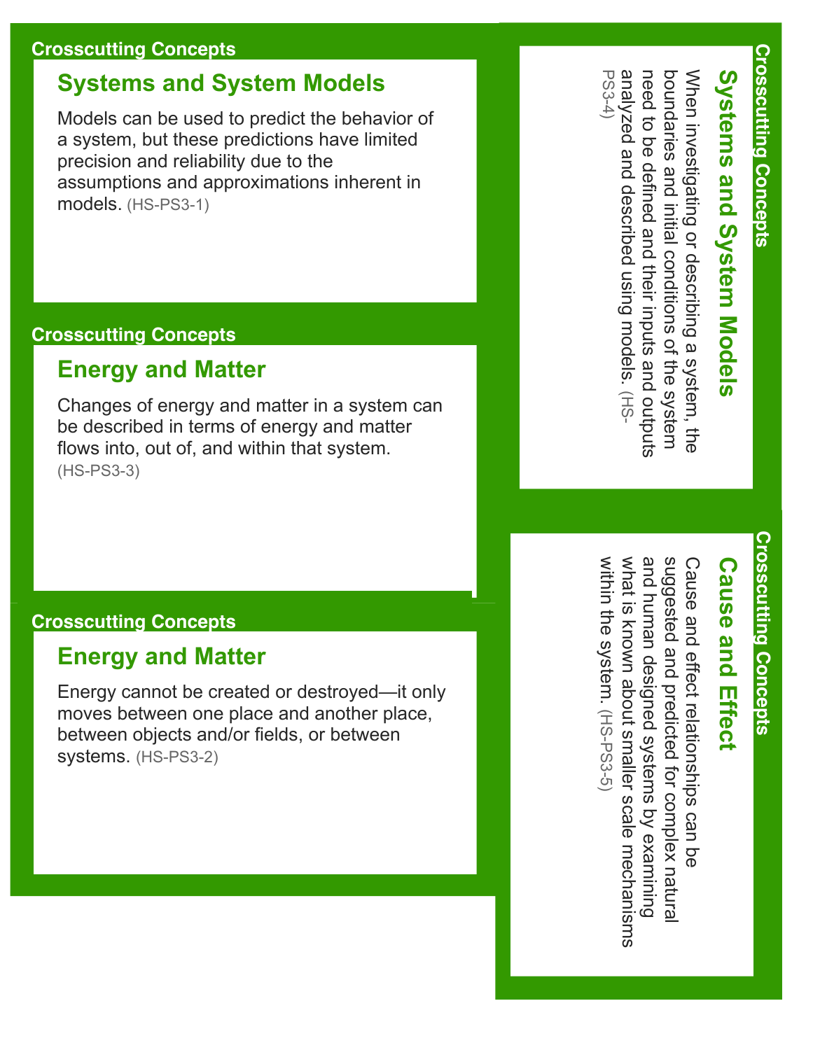Crosscutting Concepts

## Systems and System Models

Models can be used to predict the behavior of a system, but these predictions have limited precision and reliability due to the assumptions and approximations inherent in models. (HS-PS3-1)

Crosscutting Concepts

## Energy and Matter

Changes of energy and matter in a system can be described in terms of energy and matter flows into, out of, and within that system. (HS-PS3-3)

Crosscutting Concepts

## Energy and Matter

Energy cannot be created or destroyed—it only moves between one place and another place, between objects and/or fields, or between systems. (HS-PS3-2)

Crosscutting Concepts

## Systems and System Models

When investigating or describing a system, the boundaries and initial conditions of the system need to be defined and their inputs and outputs analyzed and described using models. (HS-PS3-4)

Crosscutting Concepts

## Cause and Effect

Cause and effect relationships can be suggested and predicted for complex natural and human designed systems by examining what is known about smaller scale mechanisms within the system. (HS-PS3-5)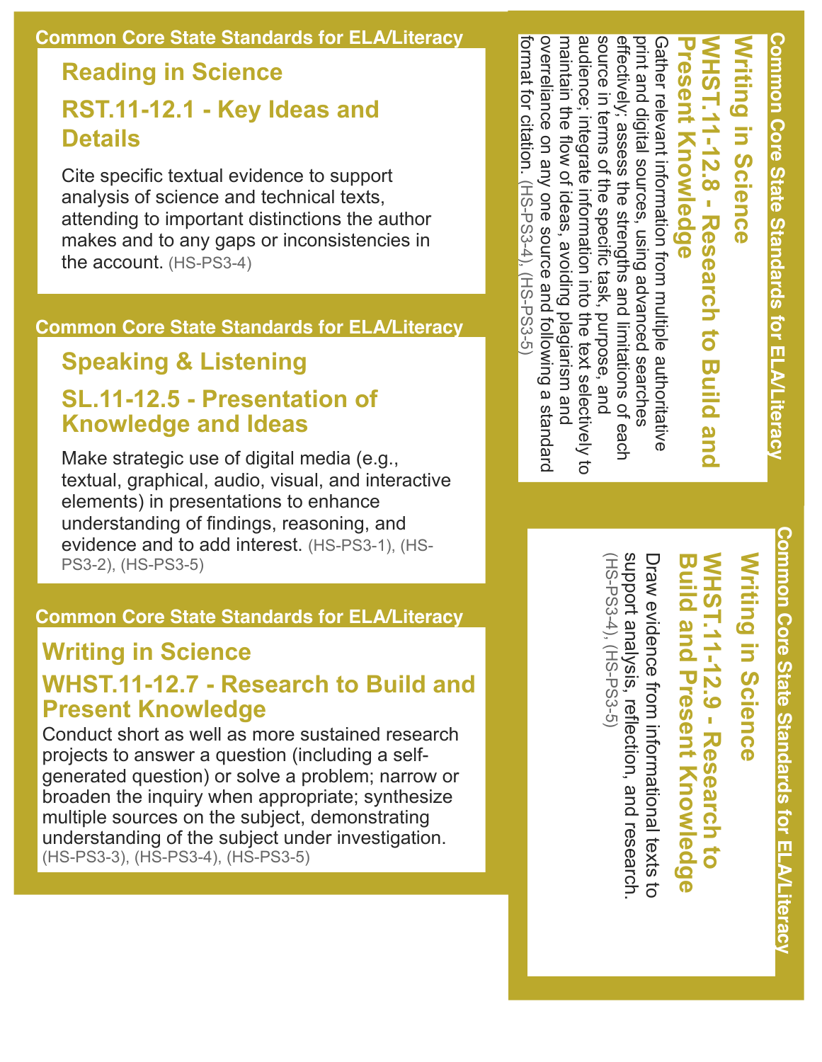Common Core State Standards for ELA/Literacy

## Reading in Science

### RST.11-12.1 - Key Ideas and Details

Cite specific textual evidence to support analysis of science and technical texts, attending to important distinctions the author makes and to any gaps or inconsistencies in the account. (HS-PS3-4)

Common Core State Standards for ELA/Literacy

## Speaking & Listening

### SL.11-12.5 - Presentation of Knowledge and Ideas

Make strategic use of digital media (e.g., textual, graphical, audio, visual, and interactive elements) in presentations to enhance understanding of findings, reasoning, and evidence and to add interest. (HS-PS3-1), (HS-PS3-2), (HS-PS3-5)

Common Core State Standards for ELA/Literacy

## Writing in Science

### WHST.11-12.7 - Research to Build and Present Knowledge

Conduct short as well as more sustained research projects to answer a question (including a self-generated question) or solve a problem; narrow or broaden the inquiry when appropriate; synthesize multiple sources on the subject, demonstrating understanding of the subject under investigation. (HS-PS3-3), (HS-PS3-4), (HS-PS3-5)

Common Core State Standards for ELA/Literacy

## Writing in Science

### WHST.11-12.8 - Research to Build and Present Knowledge

Gather relevant information from multiple authoritative print and digital sources, using advanced searches effectively; assess the strengths and limitations of each source in terms of the specific task, purpose, and audience; integrate information into the text selectively to maintain the flow of ideas, avoiding plagiarism and overreliance on any one source and following a standard format for citation. (HS-PS3-4), (HS-PS3-5)

Common Core State Standards for ELA/Literacy

## Writing in Science

### WHST.11-12.9 - Research to Build and Present Knowledge

Draw evidence from informational texts to support analysis, reflection, and research. (HS-PS3-4), (HS-PS3-5)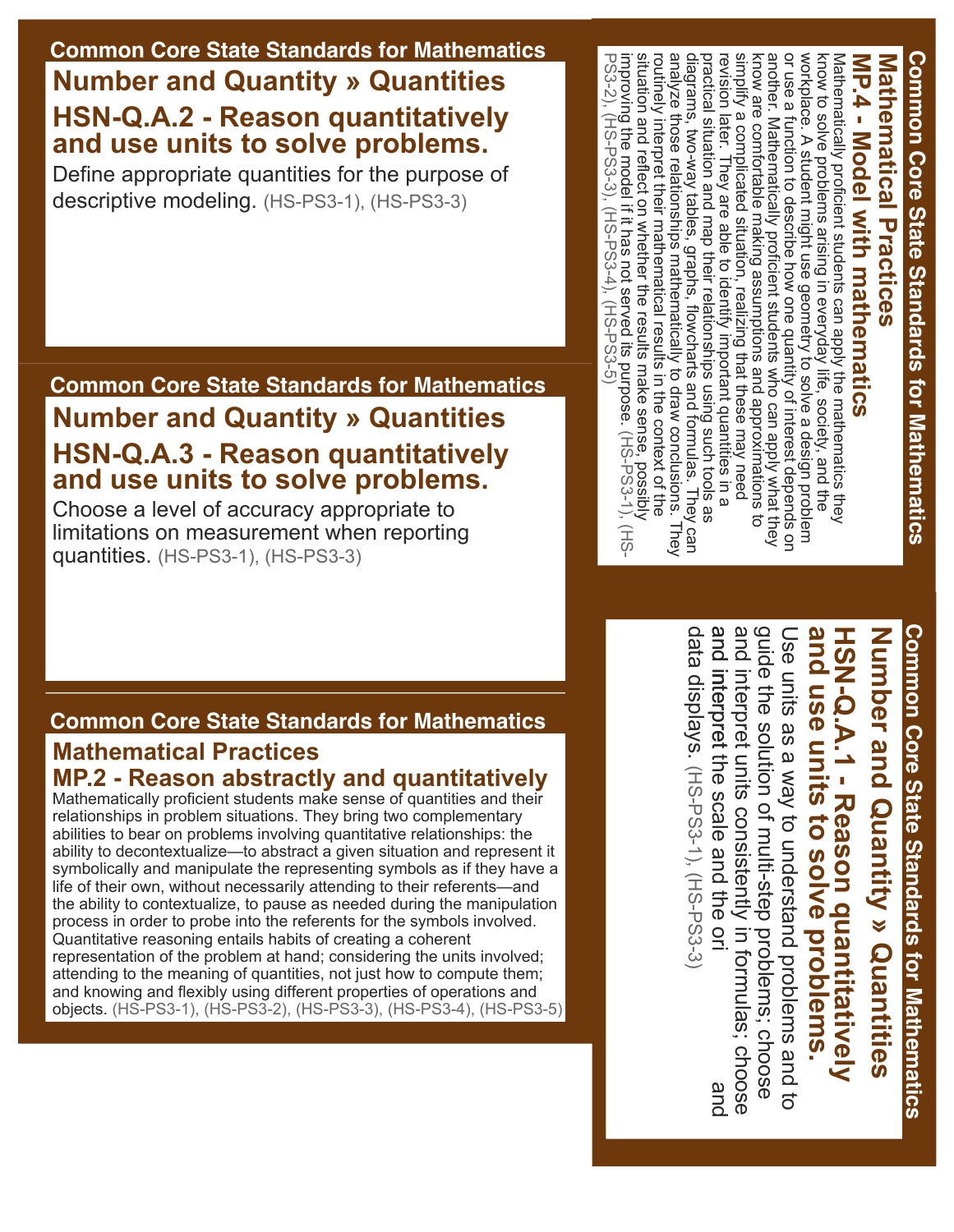## Common Core State Standards for Mathematics

### Number and Quantity » Quantities

### HSN-Q.A.2 - Reason quantitatively and use units to solve problems.

Define appropriate quantities for the purpose of descriptive modeling. (HS-PS3-1), (HS-PS3-3)

## Common Core State Standards for Mathematics

### Number and Quantity » Quantities

### HSN-Q.A.3 - Reason quantitatively and use units to solve problems.

Choose a level of accuracy appropriate to limitations on measurement when reporting quantities. (HS-PS3-1), (HS-PS3-3)

## Common Core State Standards for Mathematics

### Mathematical Practices

### MP.2 - Reason abstractly and quantitatively

Mathematically proficient students make sense of quantities and their relationships in problem situations. They bring two complementary abilities to bear on problems involving quantitative relationships: the ability to decontextualize—to abstract a given situation and represent it symbolically and manipulate the representing symbols as if they have a life of their own, without necessarily attending to their referents—and the ability to contextualize, to pause as needed during the manipulation process in order to probe into the referents for the symbols involved. Quantitative reasoning entails habits of creating a coherent representation of the problem at hand; considering the units involved; attending to the meaning of quantities, not just how to compute them; and knowing and flexibly using different properties of operations and objects. (HS-PS3-1), (HS-PS3-2), (HS-PS3-3), (HS-PS3-4), (HS-PS3-5)

## Common Core State Standards for Mathematics

### Mathematical Practices

### MP.4 - Model with mathematics

Mathematically proficient students can apply the mathematics they know to solve problems arising in everyday life, society, and the workplace. A student might use geometry to solve a design problem or use a function to describe how one quantity of interest depends on another. Mathematically proficient students who can apply what they know are comfortable making assumptions and approximations to simplify a complicated situation, realizing that these may need revision later. They are able to identify important quantities in a practical situation and map their relationships using such tools as diagrams, two-way tables, graphs, flowcharts and formulas. They can analyze those relationships mathematically to draw conclusions. They routinely interpret their mathematical results in the context of the situation and reflect on whether the results make sense, possibly improving the model if it has not served its purpose. (HS-PS3-1), (HS-PS3-2), (HS-PS3-3), (HS-PS3-4), (HS-PS3-5)

## Common Core State Standards for Mathematics

### Number and Quantity » Quantities

### HSN-Q.A.1 - Reason quantitatively and use units to solve problems.

Use units as a way to understand problems and to guide the solution of multi-step problems; choose and interpret units consistently in formulas; choose and interpret the scale and the ori and data displays. (HS-PS3-1), (HS-PS3-3)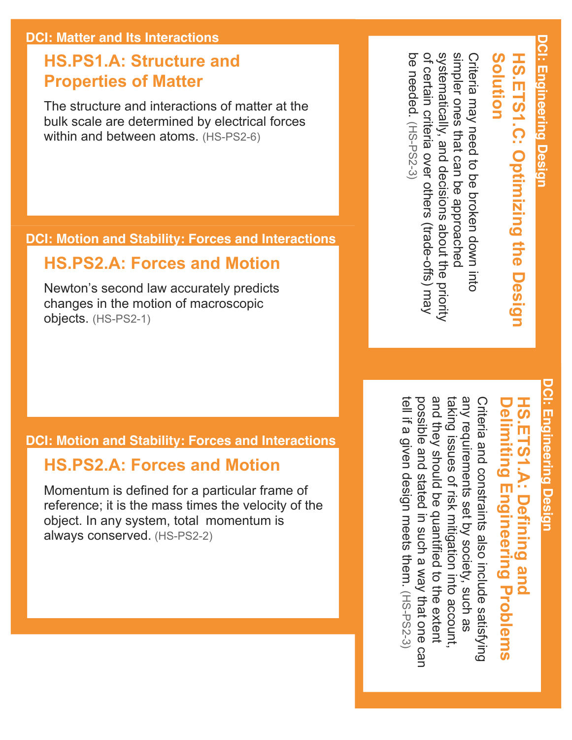DCI: Matter and Its Interactions

### HS.PS1.A: Structure and Properties of Matter

The structure and interactions of matter at the bulk scale are determined by electrical forces within and between atoms. (HS-PS2-6)

DCI: Motion and Stability: Forces and Interactions

### HS.PS2.A: Forces and Motion

Newton's second law accurately predicts changes in the motion of macroscopic objects. (HS-PS2-1)

DCI: Motion and Stability: Forces and Interactions

### HS.PS2.A: Forces and Motion

Momentum is defined for a particular frame of reference; it is the mass times the velocity of the object. In any system, total momentum is always conserved. (HS-PS2-2)

DCI: Engineering Design

### HS.ETS1.C: Optimizing the Design Solution

Criteria may need to be broken down into simpler ones that can be approached systematically, and decisions about the priority of certain criteria over others (trade-offs) may be needed. (HS-PS2-3)

DCI: Engineering Design

### HS.ETS1.A: Defining and Delimiting Engineering Problems

Criteria and constraints also include satisfying any requirements set by society, such as taking issues of risk mitigation into account, and they should be quantified to the extent possible and stated in such a way that one can tell if a given design meets them. (HS-PS2-3)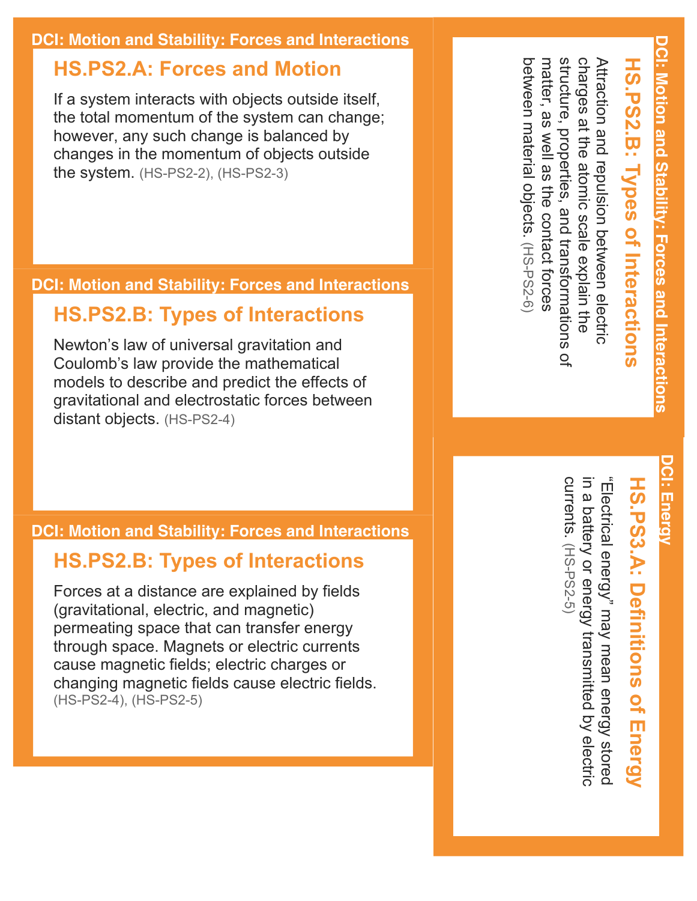DCI: Motion and Stability: Forces and Interactions

## HS.PS2.A: Forces and Motion

If a system interacts with objects outside itself, the total momentum of the system can change; however, any such change is balanced by changes in the momentum of objects outside the system. (HS-PS2-2), (HS-PS2-3)

DCI: Motion and Stability: Forces and Interactions

## HS.PS2.B: Types of Interactions

Newton's law of universal gravitation and Coulomb's law provide the mathematical models to describe and predict the effects of gravitational and electrostatic forces between distant objects. (HS-PS2-4)

DCI: Motion and Stability: Forces and Interactions

## HS.PS2.B: Types of Interactions

Forces at a distance are explained by fields (gravitational, electric, and magnetic) permeating space that can transfer energy through space. Magnets or electric currents cause magnetic fields; electric charges or changing magnetic fields cause electric fields. (HS-PS2-4), (HS-PS2-5)

DCI: Motion and Stability: Forces and Interactions

## HS.PS2.B: Types of Interactions

Attraction and repulsion between electric charges at the atomic scale explain the structure, properties, and transformations of matter, as well as the contact forces between material objects. (HS-PS2-6)

DCI: Energy

## HS.PS3.A: Definitions of Energy

"Electrical energy" may mean energy stored in a battery or energy transmitted by electric currents. (HS-PS2-5)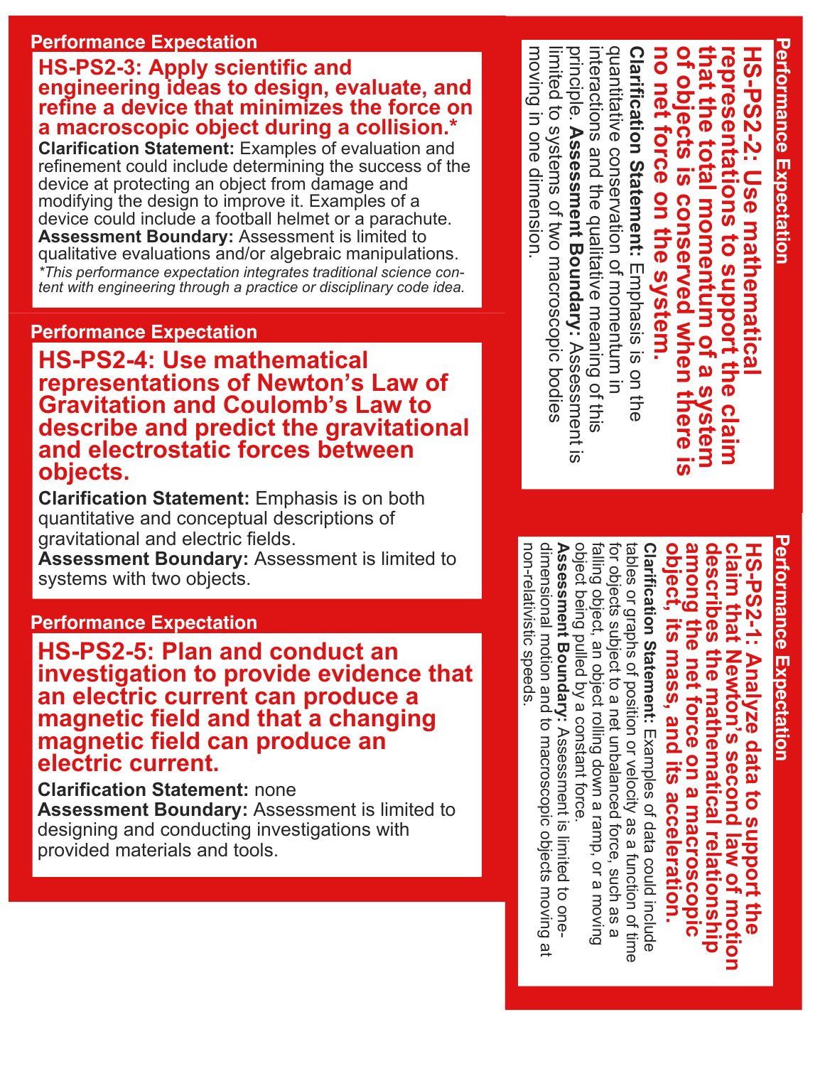## Performance Expectation

### HS-PS2-1: Analyze data to support the claim that Newton's second law of motion describes the mathematical relationship among the net force on a macroscopic object, its mass, and its acceleration.

**Clarification Statement:** Examples of data could include tables or graphs of position or velocity as a function of time for objects subject to a net unbalanced force, such as a falling object, an object rolling down a ramp, or a moving object being pulled by a constant force.

**Assessment Boundary:** Assessment is limited to one-dimensional motion and to macroscopic objects moving at non-relativistic speeds.

## Performance Expectation

### HS-PS2-2: Use mathematical representations to support the claim that the total momentum of a system of objects is conserved when there is no net force on the system.

**Clarification Statement:** Emphasis is on the quantitative conservation of momentum in interactions and the qualitative meaning of this principle. **Assessment Boundary:** Assessment is limited to systems of two macroscopic bodies moving in one dimension.

## Performance Expectation

### HS-PS2-3: Apply scientific and engineering ideas to design, evaluate, and refine a device that minimizes the force on a macroscopic object during a collision.*

**Clarification Statement:** Examples of evaluation and refinement could include determining the success of the device at protecting an object from damage and modifying the design to improve it. Examples of a device could include a football helmet or a parachute.

**Assessment Boundary:** Assessment is limited to qualitative evaluations and/or algebraic manipulations.

*\*This performance expectation integrates traditional science content with engineering through a practice or disciplinary code idea.*

## Performance Expectation

### HS-PS2-4: Use mathematical representations of Newton's Law of Gravitation and Coulomb's Law to describe and predict the gravitational and electrostatic forces between objects.

**Clarification Statement:** Emphasis is on both quantitative and conceptual descriptions of gravitational and electric fields.

**Assessment Boundary:** Assessment is limited to systems with two objects.

## Performance Expectation

### HS-PS2-5: Plan and conduct an investigation to provide evidence that an electric current can produce a magnetic field and that a changing magnetic field can produce an electric current.

**Clarification Statement:** none

**Assessment Boundary:** Assessment is limited to designing and conducting investigations with provided materials and tools.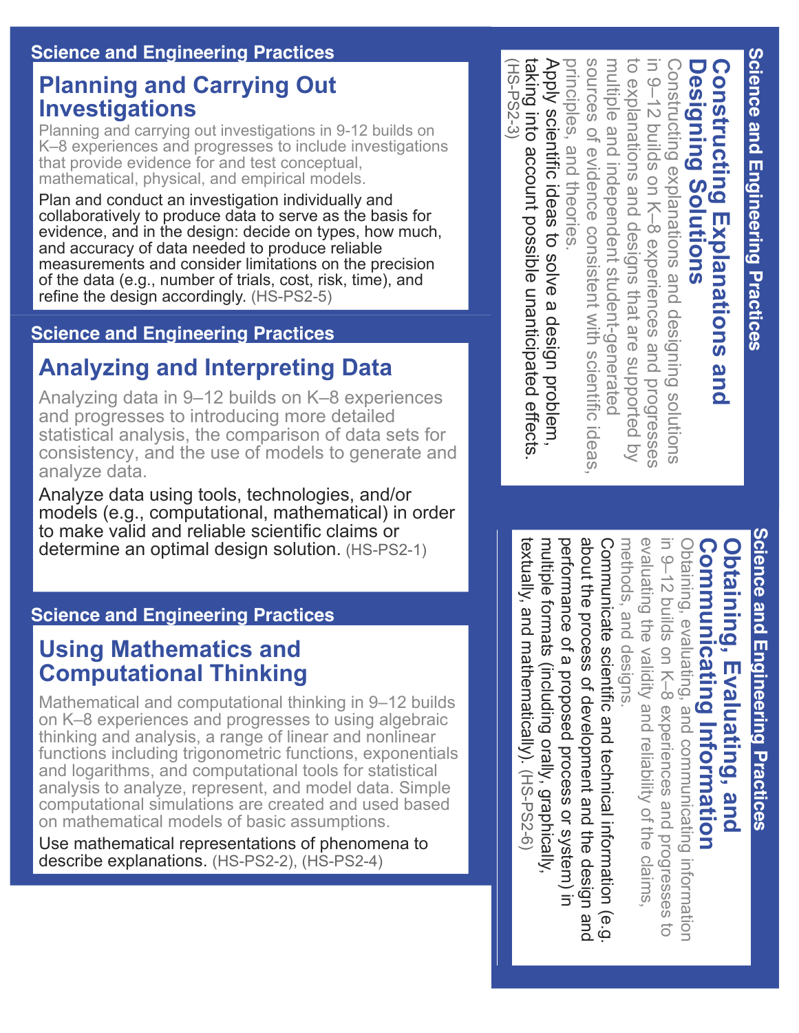## Science and Engineering Practices

### Planning and Carrying Out Investigations

Planning and carrying out investigations in 9-12 builds on K–8 experiences and progresses to include investigations that provide evidence for and test conceptual, mathematical, physical, and empirical models.

Plan and conduct an investigation individually and collaboratively to produce data to serve as the basis for evidence, and in the design: decide on types, how much, and accuracy of data needed to produce reliable measurements and consider limitations on the precision of the data (e.g., number of trials, cost, risk, time), and refine the design accordingly. (HS-PS2-5)

## Science and Engineering Practices

### Analyzing and Interpreting Data

Analyzing data in 9–12 builds on K–8 experiences and progresses to introducing more detailed statistical analysis, the comparison of data sets for consistency, and the use of models to generate and analyze data.

Analyze data using tools, technologies, and/or models (e.g., computational, mathematical) in order to make valid and reliable scientific claims or determine an optimal design solution. (HS-PS2-1)

## Science and Engineering Practices

### Using Mathematics and Computational Thinking

Mathematical and computational thinking in 9–12 builds on K–8 experiences and progresses to using algebraic thinking and analysis, a range of linear and nonlinear functions including trigonometric functions, exponentials and logarithms, and computational tools for statistical analysis to analyze, represent, and model data. Simple computational simulations are created and used based on mathematical models of basic assumptions.

Use mathematical representations of phenomena to describe explanations. (HS-PS2-2), (HS-PS2-4)

## Science and Engineering Practices

### Constructing Explanations and Designing Solutions

Constructing explanations and designing solutions in 9–12 builds on K–8 experiences and progresses to explanations and designs that are supported by multiple and independent student-generated sources of evidence consistent with scientific ideas, principles, and theories.

Apply scientific ideas to solve a design problem, taking into account possible unanticipated effects. (HS-PS2-3)

## Science and Engineering Practices

### Obtaining, Evaluating, and Communicating Information

Obtaining, evaluating, and communicating information in 9–12 builds on K–8 experiences and progresses to evaluating the validity and reliability of the claims, methods, and designs.

Communicate scientific and technical information (e.g. about the process of development and the design and performance of a proposed process or system) in multiple formats (including orally, graphically, textually, and mathematically). (HS-PS2-6)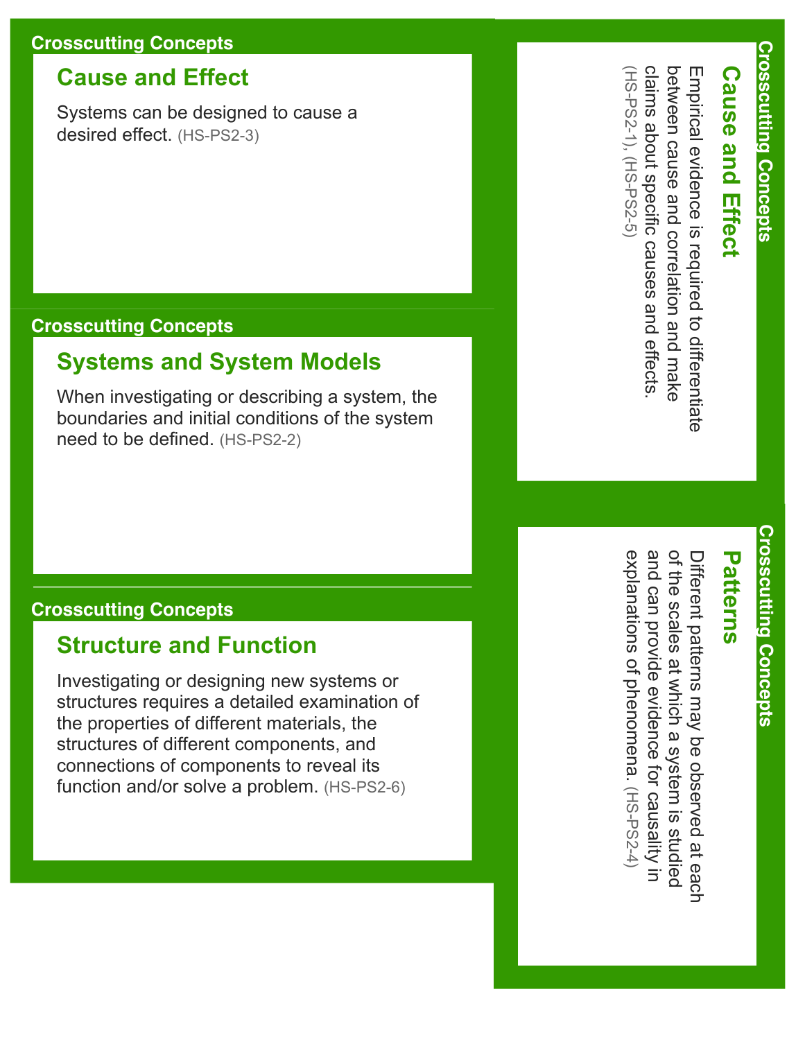Crosscutting Concepts

## Cause and Effect

Systems can be designed to cause a desired effect. (HS-PS2-3)

Crosscutting Concepts

## Systems and System Models

When investigating or describing a system, the boundaries and initial conditions of the system need to be defined. (HS-PS2-2)

Crosscutting Concepts

## Structure and Function

Investigating or designing new systems or structures requires a detailed examination of the properties of different materials, the structures of different components, and connections of components to reveal its function and/or solve a problem. (HS-PS2-6)

Crosscutting Concepts

## Cause and Effect

Empirical evidence is required to differentiate between cause and correlation and make claims about specific causes and effects. (HS-PS2-1), (HS-PS2-5)

Crosscutting Concepts

## Patterns

Different patterns may be observed at each of the scales at which a system is studied and can provide evidence for causality in explanations of phenomena. (HS-PS2-4)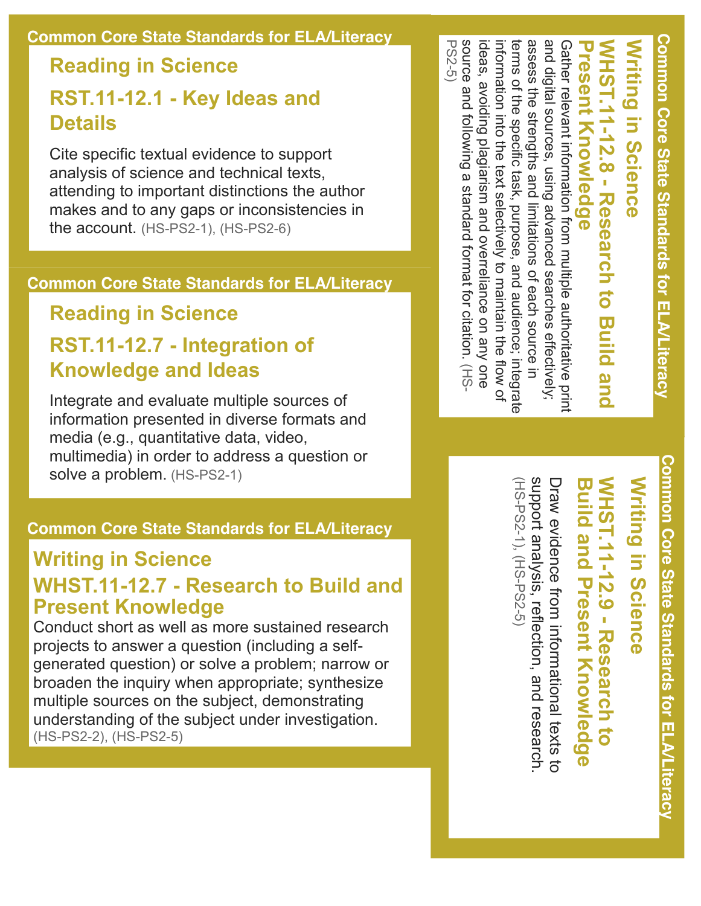Common Core State Standards for ELA/Literacy

## Reading in Science

### RST.11-12.1 - Key Ideas and Details

Cite specific textual evidence to support analysis of science and technical texts, attending to important distinctions the author makes and to any gaps or inconsistencies in the account. (HS-PS2-1), (HS-PS2-6)

Common Core State Standards for ELA/Literacy

## Reading in Science

### RST.11-12.7 - Integration of Knowledge and Ideas

Integrate and evaluate multiple sources of information presented in diverse formats and media (e.g., quantitative data, video, multimedia) in order to address a question or solve a problem. (HS-PS2-1)

Common Core State Standards for ELA/Literacy

## Writing in Science

### WHST.11-12.7 - Research to Build and Present Knowledge

Conduct short as well as more sustained research projects to answer a question (including a self-generated question) or solve a problem; narrow or broaden the inquiry when appropriate; synthesize multiple sources on the subject, demonstrating understanding of the subject under investigation. (HS-PS2-2), (HS-PS2-5)

Common Core State Standards for ELA/Literacy

## Writing in Science

### WHST.11-12.8 - Research to Build and Present Knowledge

Gather relevant information from multiple authoritative print and digital sources, using advanced searches effectively; assess the strengths and limitations of each source in terms of the specific task, purpose, and audience; integrate information into the text selectively to maintain the flow of ideas, avoiding plagiarism and overreliance on any one source and following a standard format for citation. (HS-PS2-5)

Common Core State Standards for ELA/Literacy

## Writing in Science

### WHST.11-12.9 - Research to Build and Present Knowledge

Draw evidence from informational texts to support analysis, reflection, and research. (HS-PS2-1), (HS-PS2-5)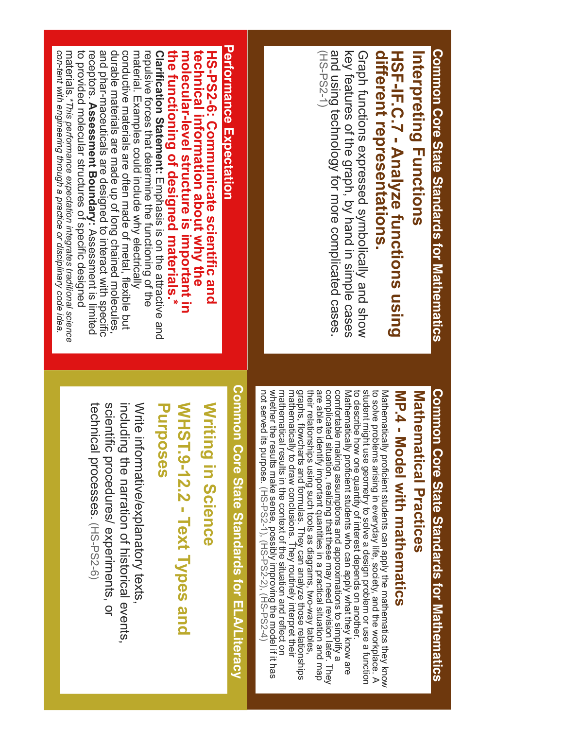## Performance Expectation

**HS-PS2-6: Communicate scientific and technical information about why the molecular-level structure is important in the functioning of designed materials.***

**Clarification Statement:** Emphasis is on the attractive and repulsive forces that determine the functioning of the material. Examples could include why electrically conductive materials are often made of metal, flexible but durable materials are made up of long chained molecules, and phar-maceuticals are designed to interact with specific receptors. **Assessment Boundary:** Assessment is limited to provided molecular structures of specific designed materials. *This performance expectation integrates traditional science con-tent with engineering through a practice or disciplinary code idea.*

## Common Core State Standards for Mathematics

### Interpreting Functions

**HSF-IF.C.7 - Analyze functions using different representations.**

Graph functions expressed symbolically and show key features of the graph, by hand in simple cases and using technology for more complicated cases. (HS-PS2-1)

## Common Core State Standards for ELA/Literacy

### Writing in Science

**WHST.9-12.2 - Text Types and Purposes**

Write informative/explanatory texts, including the narration of historical events, scientific procedures/ experiments, or technical processes. (HS-PS2-6)

## Common Core State Standards for Mathematics

### Mathematical Practices

**MP.4 - Model with mathematics**

Mathematically proficient students can apply the mathematics they know to solve problems arising in everyday life, society, and the workplace. A student might use geometry to solve a design problem or use a function to describe how one quantity of interest depends on another. Mathematically proficient students who can apply what they know are comfortable making assumptions and approximations to simplify a complicated situation, realizing that these may need revision later. They are able to identify important quantities in a practical situation and map their relationships using such tools as diagrams, two-way tables, graphs, flowcharts and formulas. They can analyze those relationships mathematically to draw conclusions. They routinely interpret their mathematical results in the context of the situation and reflect on whether the results make sense, possibly improving the model if it has not served its purpose. (HS-PS2-1), (HS-PS2-2), (HS-PS2-4)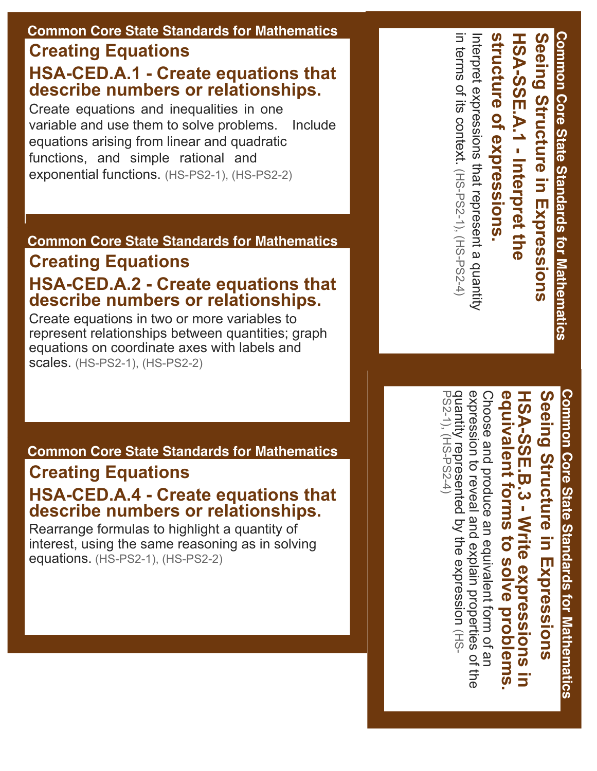Common Core State Standards for Mathematics

## Creating Equations

### HSA-CED.A.1 - Create equations that describe numbers or relationships.

Create equations and inequalities in one variable and use them to solve problems. Include equations arising from linear and quadratic functions, and simple rational and exponential functions. (HS-PS2-1), (HS-PS2-2)

Common Core State Standards for Mathematics

## Creating Equations

### HSA-CED.A.2 - Create equations that describe numbers or relationships.

Create equations in two or more variables to represent relationships between quantities; graph equations on coordinate axes with labels and scales. (HS-PS2-1), (HS-PS2-2)

Common Core State Standards for Mathematics

## Creating Equations

### HSA-CED.A.4 - Create equations that describe numbers or relationships.

Rearrange formulas to highlight a quantity of interest, using the same reasoning as in solving equations. (HS-PS2-1), (HS-PS2-2)

Common Core State Standards for Mathematics

## Seeing Structure in Expressions

### HSA-SSE.A.1 - Interpret the structure of expressions.

Interpret expressions that represent a quantity in terms of its context. (HS-PS2-1), (HS-PS2-4)

Common Core State Standards for Mathematics

## Seeing Structure in Expressions

### HSA-SSE.B.3 - Write expressions in equivalent forms to solve problems.

Choose and produce an equivalent form of an expression to reveal and explain properties of the quantity represented by the expression (HS-PS2-1), (HS-PS2-4)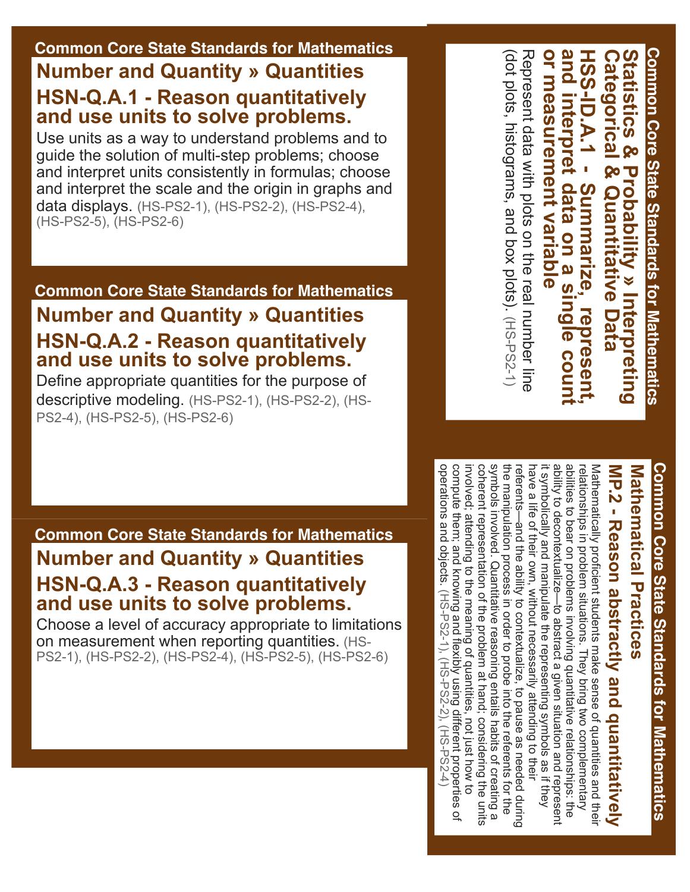Common Core State Standards for Mathematics

## Number and Quantity » Quantities

### HSN-Q.A.1 - Reason quantitatively and use units to solve problems.

Use units as a way to understand problems and to guide the solution of multi-step problems; choose and interpret units consistently in formulas; choose and interpret the scale and the origin in graphs and data displays. (HS-PS2-1), (HS-PS2-2), (HS-PS2-4), (HS-PS2-5), (HS-PS2-6)

Common Core State Standards for Mathematics

## Number and Quantity » Quantities

### HSN-Q.A.2 - Reason quantitatively and use units to solve problems.

Define appropriate quantities for the purpose of descriptive modeling. (HS-PS2-1), (HS-PS2-2), (HS-PS2-4), (HS-PS2-5), (HS-PS2-6)

Common Core State Standards for Mathematics

## Number and Quantity » Quantities

### HSN-Q.A.3 - Reason quantitatively and use units to solve problems.

Choose a level of accuracy appropriate to limitations on measurement when reporting quantities. (HS-PS2-1), (HS-PS2-2), (HS-PS2-4), (HS-PS2-5), (HS-PS2-6)

Common Core State Standards for Mathematics

## Statistics & Probability » Interpreting Categorical & Quantitative Data

### HSS-ID.A.1 - Summarize, represent, and interpret data on a single count or measurement variable

Represent data with plots on the real number line (dot plots, histograms, and box plots). (HS-PS2-1)

Common Core State Standards for Mathematics

## Mathematical Practices

### MP.2 - Reason abstractly and quantitatively

Mathematically proficient students make sense of quantities and their relationships in problem situations. They bring two complementary abilities to bear on problems involving quantitative relationships: the ability to decontextualize—to abstract a given situation and represent it symbolically and manipulate the representing symbols as if they have a life of their own, without necessarily attending to their referents—and the ability to contextualize, to pause as needed during the manipulation process in order to probe into the referents for the symbols involved. Quantitative reasoning entails habits of creating a coherent representation of the problem at hand; considering the units involved; attending to the meaning of quantities, not just how to compute them; and knowing and flexibly using different properties of operations and objects. (HS-PS2-1), (HS-PS2-2), (HS-PS2-4)